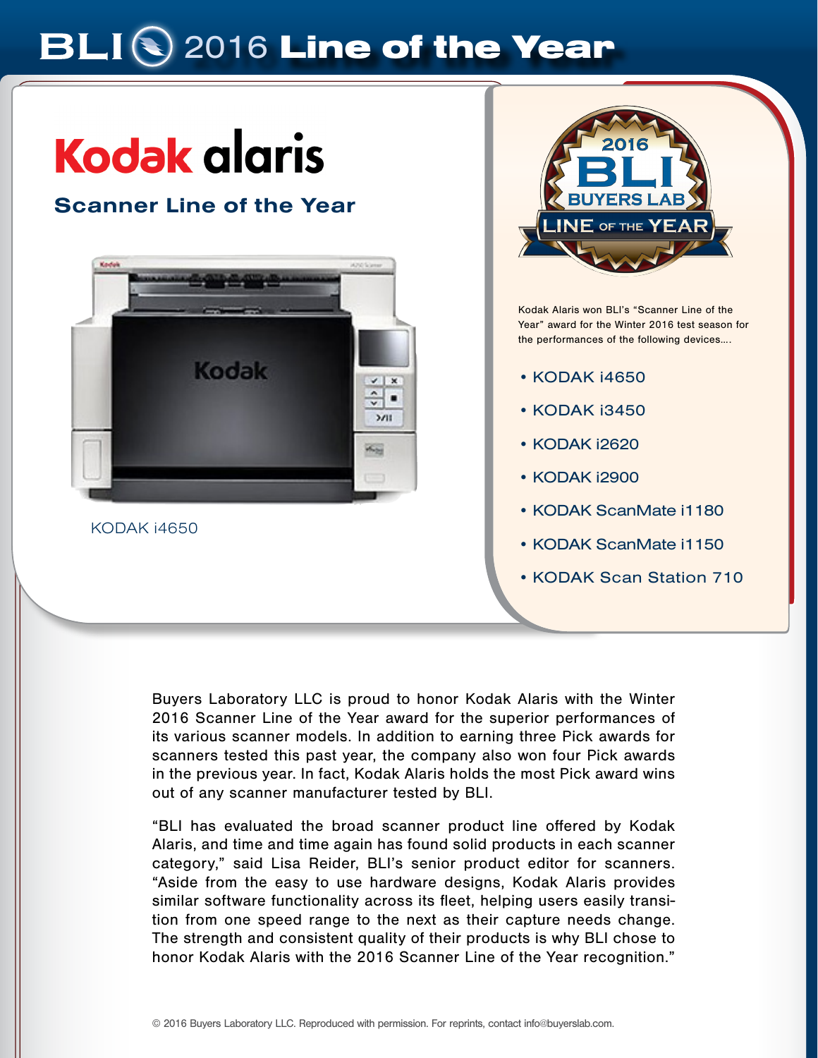# BLI 2016 Line of the Year

## Kodak alaris

### Scanner Line of the Year

KODAK i4650

2016 BLI BUYERS LAB LINE OF THE YEAR

Kodak Alaris won BLI's "Scanner Line of the Year" award for the Winter 2016 test season for the performances of the following devices....

- KODAK i4650
- KODAK i3450
- KODAK i2620
- KODAK i2900
- KODAK ScanMate i1180
- KODAK ScanMate i1150
- KODAK Scan Station 710

Buyers Laboratory LLC is proud to honor Kodak Alaris with the Winter 2016 Scanner Line of the Year award for the superior performances of its various scanner models. In addition to earning three Pick awards for scanners tested this past year, the company also won four Pick awards in the previous year. In fact, Kodak Alaris holds the most Pick award wins out of any scanner manufacturer tested by BLI.

"BLI has evaluated the broad scanner product line offered by Kodak Alaris, and time and time again has found solid products in each scanner category," said Lisa Reider, BLI's senior product editor for scanners. "Aside from the easy to use hardware designs, Kodak Alaris provides similar software functionality across its fleet, helping users easily transition from one speed range to the next as their capture needs change. The strength and consistent quality of their products is why BLI chose to honor Kodak Alaris with the 2016 Scanner Line of the Year recognition."

© 2016 Buyers Laboratory LLC. Reproduced with permission. For reprints, contact info@buyerslab.com.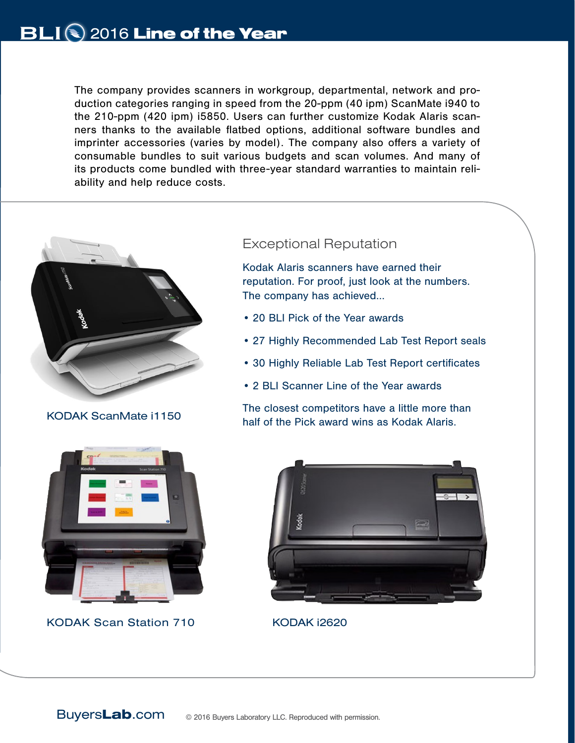The company provides scanners in workgroup, departmental, network and production categories ranging in speed from the 20-ppm (40 ipm) ScanMate i940 to the 210-ppm (420 ipm) i5850. Users can further customize Kodak Alaris scanners thanks to the available flatbed options, additional software bundles and imprinter accessories (varies by model). The company also offers a variety of consumable bundles to suit various budgets and scan volumes. And many of its products come bundled with three-year standard warranties to maintain reliability and help reduce costs.

KODAK ScanMate i1150

## Exceptional Reputation

Kodak Alaris scanners have earned their reputation. For proof, just look at the numbers. The company has achieved...

- 20 BLI Pick of the Year awards
- 27 Highly Recommended Lab Test Report seals
- 30 Highly Reliable Lab Test Report certificates
- 2 BLI Scanner Line of the Year awards

The closest competitors have a little more than half of the Pick award wins as Kodak Alaris.

KODAK Scan Station 710

KODAK i2620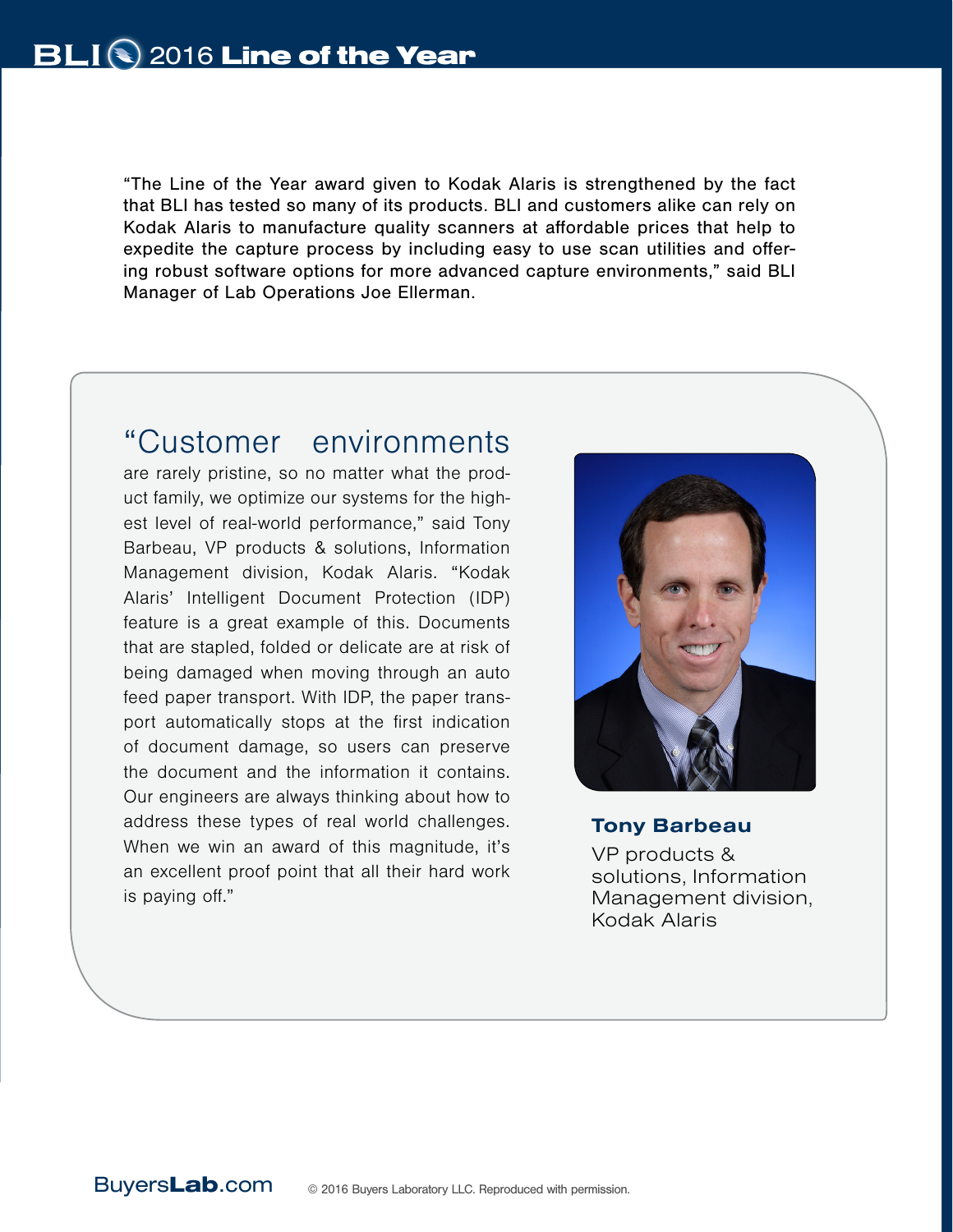"The Line of the Year award given to Kodak Alaris is strengthened by the fact that BLI has tested so many of its products. BLI and customers alike can rely on Kodak Alaris to manufacture quality scanners at affordable prices that help to expedite the capture process by including easy to use scan utilities and offering robust software options for more advanced capture environments," said BLI Manager of Lab Operations Joe Ellerman.

"Customer environments are rarely pristine, so no matter what the product family, we optimize our systems for the highest level of real-world performance," said Tony Barbeau, VP products & solutions, Information Management division, Kodak Alaris. "Kodak Alaris' Intelligent Document Protection (IDP) feature is a great example of this. Documents that are stapled, folded or delicate are at risk of being damaged when moving through an auto feed paper transport. With IDP, the paper transport automatically stops at the first indication of document damage, so users can preserve the document and the information it contains. Our engineers are always thinking about how to address these types of real world challenges. When we win an award of this magnitude, it's an excellent proof point that all their hard work is paying off."

**Tony Barbeau**

VP products & solutions, Information Management division, Kodak Alaris

© 2016 Buyers Laboratory LLC. Reproduced with permission.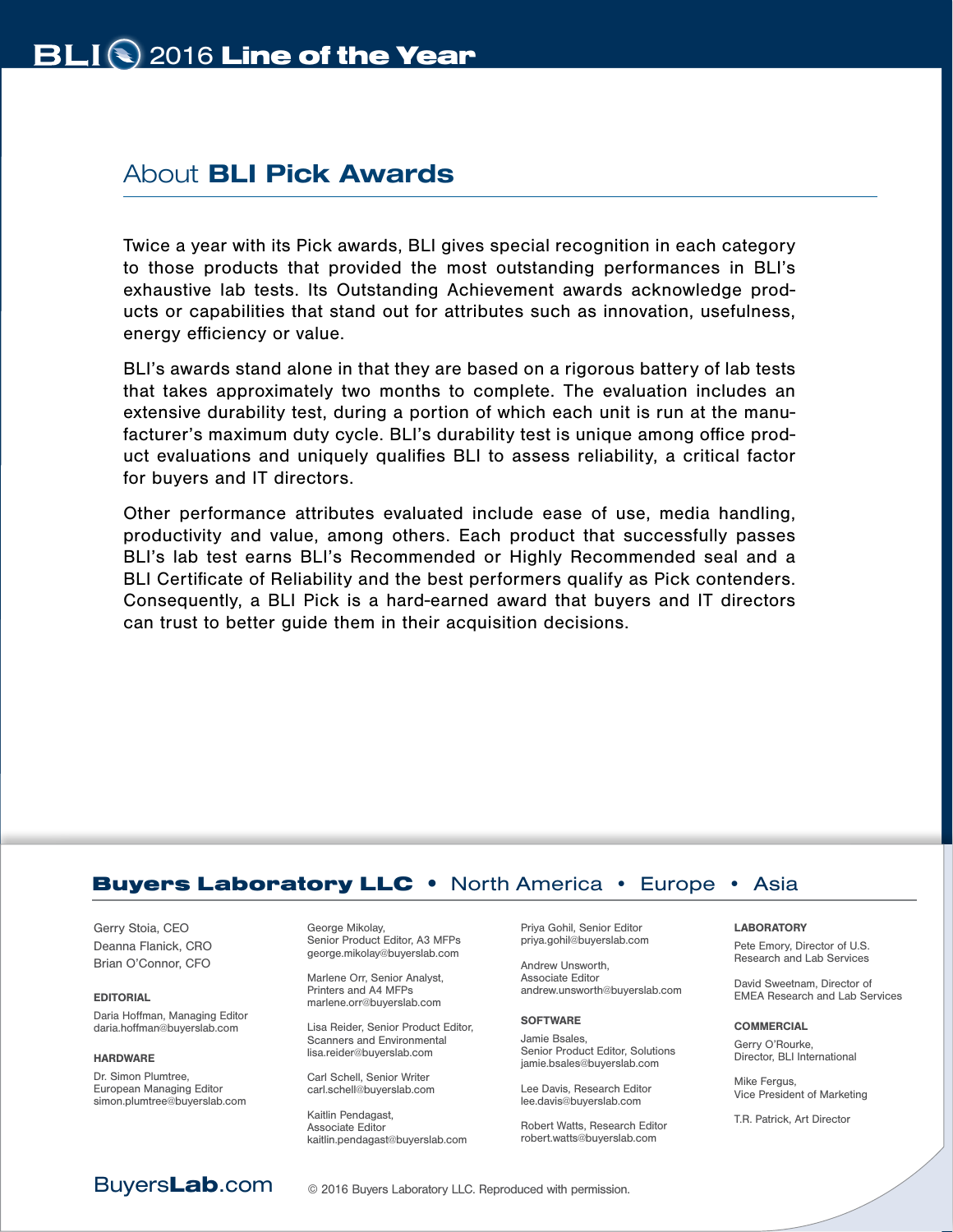# About **BLI Pick Awards**

Twice a year with its Pick awards, BLI gives special recognition in each category to those products that provided the most outstanding performances in BLI's exhaustive lab tests. Its Outstanding Achievement awards acknowledge products or capabilities that stand out for attributes such as innovation, usefulness, energy efficiency or value.

BLI's awards stand alone in that they are based on a rigorous battery of lab tests that takes approximately two months to complete. The evaluation includes an extensive durability test, during a portion of which each unit is run at the manufacturer's maximum duty cycle. BLI's durability test is unique among office product evaluations and uniquely qualifies BLI to assess reliability, a critical factor for buyers and IT directors.

Other performance attributes evaluated include ease of use, media handling, productivity and value, among others. Each product that successfully passes BLI's lab test earns BLI's Recommended or Highly Recommended seal and a BLI Certificate of Reliability and the best performers qualify as Pick contenders. Consequently, a BLI Pick is a hard-earned award that buyers and IT directors can trust to better guide them in their acquisition decisions.

## **Buyers Laboratory LLC** • North America • Europe • Asia

Gerry Stoia, CEO
Deanna Flanick, CRO
Brian O'Connor, CFO

**EDITORIAL**

Daria Hoffman, Managing Editor
daria.hoffman@buyerslab.com

**HARDWARE**

Dr. Simon Plumtree,
European Managing Editor
simon.plumtree@buyerslab.com

George Mikolay,
Senior Product Editor, A3 MFPs
george.mikolay@buyerslab.com

Marlene Orr, Senior Analyst,
Printers and A4 MFPs
marlene.orr@buyerslab.com

Lisa Reider, Senior Product Editor,
Scanners and Environmental
lisa.reider@buyerslab.com

Carl Schell, Senior Writer
carl.schell@buyerslab.com

Kaitlin Pendagast,
Associate Editor
kaitlin.pendagast@buyerslab.com

Priya Gohil, Senior Editor
priya.gohil@buyerslab.com

Andrew Unsworth,
Associate Editor
andrew.unsworth@buyerslab.com

**SOFTWARE**

Jamie Bsales,
Senior Product Editor, Solutions
jamie.bsales@buyerslab.com

Lee Davis, Research Editor
lee.davis@buyerslab.com

Robert Watts, Research Editor
robert.watts@buyerslab.com

**LABORATORY**

Pete Emory, Director of U.S.
Research and Lab Services

David Sweetnam, Director of
EMEA Research and Lab Services

**COMMERCIAL**

Gerry O'Rourke,
Director, BLI International

Mike Fergus,
Vice President of Marketing

T.R. Patrick, Art Director

Buyers**Lab**.com

© 2016 Buyers Laboratory LLC. Reproduced with permission.